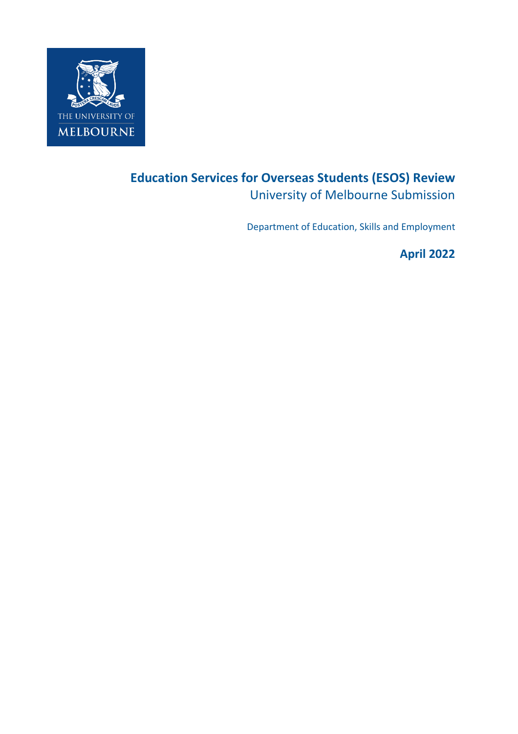# Education Services for Overseas Students (ESOS) Review

University of Melbourne Submission

Department of Education, Skills and Employment

**April 2022**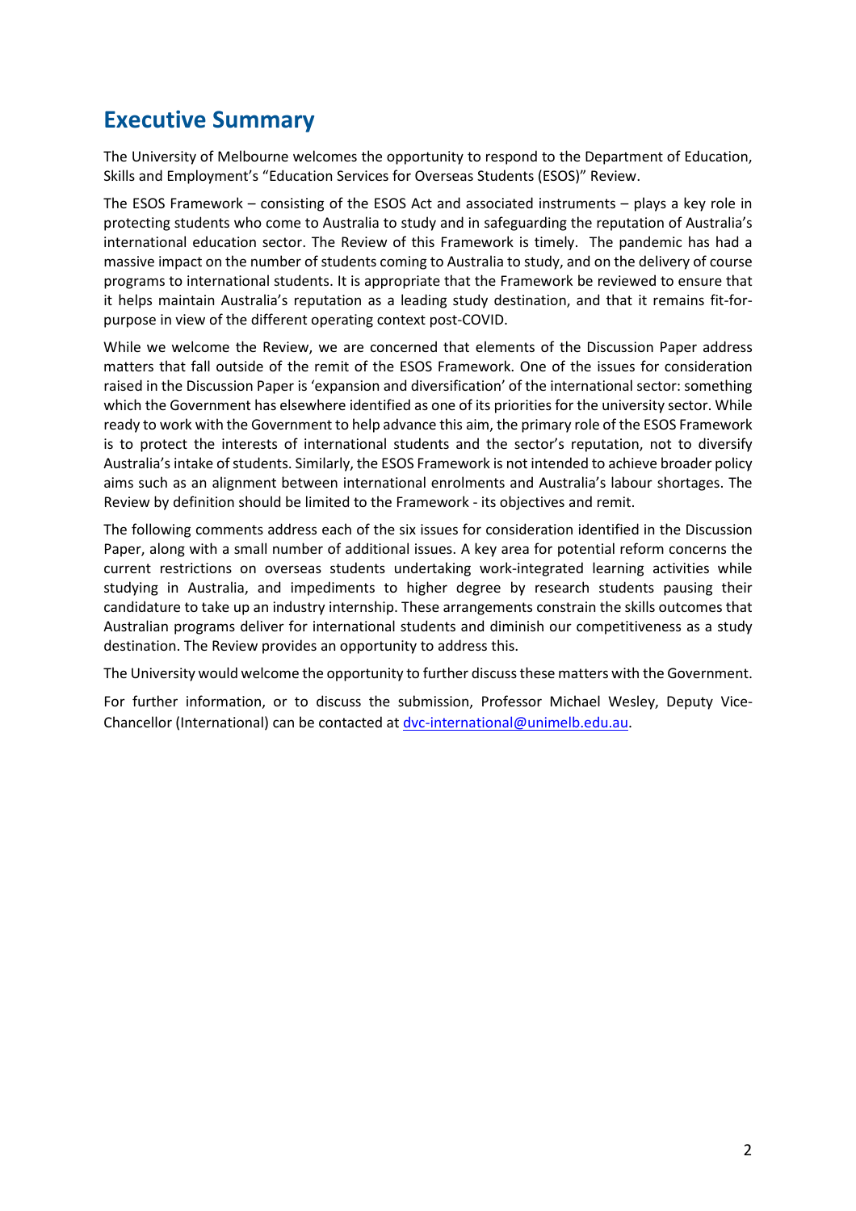## Executive Summary

The University of Melbourne welcomes the opportunity to respond to the Department of Education, Skills and Employment's "Education Services for Overseas Students (ESOS)" Review.

The ESOS Framework – consisting of the ESOS Act and associated instruments – plays a key role in protecting students who come to Australia to study and in safeguarding the reputation of Australia's international education sector. The Review of this Framework is timely. The pandemic has had a massive impact on the number of students coming to Australia to study, and on the delivery of course programs to international students. It is appropriate that the Framework be reviewed to ensure that it helps maintain Australia's reputation as a leading study destination, and that it remains fit-for-purpose in view of the different operating context post-COVID.

While we welcome the Review, we are concerned that elements of the Discussion Paper address matters that fall outside of the remit of the ESOS Framework. One of the issues for consideration raised in the Discussion Paper is 'expansion and diversification' of the international sector: something which the Government has elsewhere identified as one of its priorities for the university sector. While ready to work with the Government to help advance this aim, the primary role of the ESOS Framework is to protect the interests of international students and the sector's reputation, not to diversify Australia's intake of students. Similarly, the ESOS Framework is not intended to achieve broader policy aims such as an alignment between international enrolments and Australia's labour shortages. The Review by definition should be limited to the Framework - its objectives and remit.

The following comments address each of the six issues for consideration identified in the Discussion Paper, along with a small number of additional issues. A key area for potential reform concerns the current restrictions on overseas students undertaking work-integrated learning activities while studying in Australia, and impediments to higher degree by research students pausing their candidature to take up an industry internship. These arrangements constrain the skills outcomes that Australian programs deliver for international students and diminish our competitiveness as a study destination. The Review provides an opportunity to address this.

The University would welcome the opportunity to further discuss these matters with the Government.

For further information, or to discuss the submission, Professor Michael Wesley, Deputy Vice-Chancellor (International) can be contacted at dvc-international@unimelb.edu.au.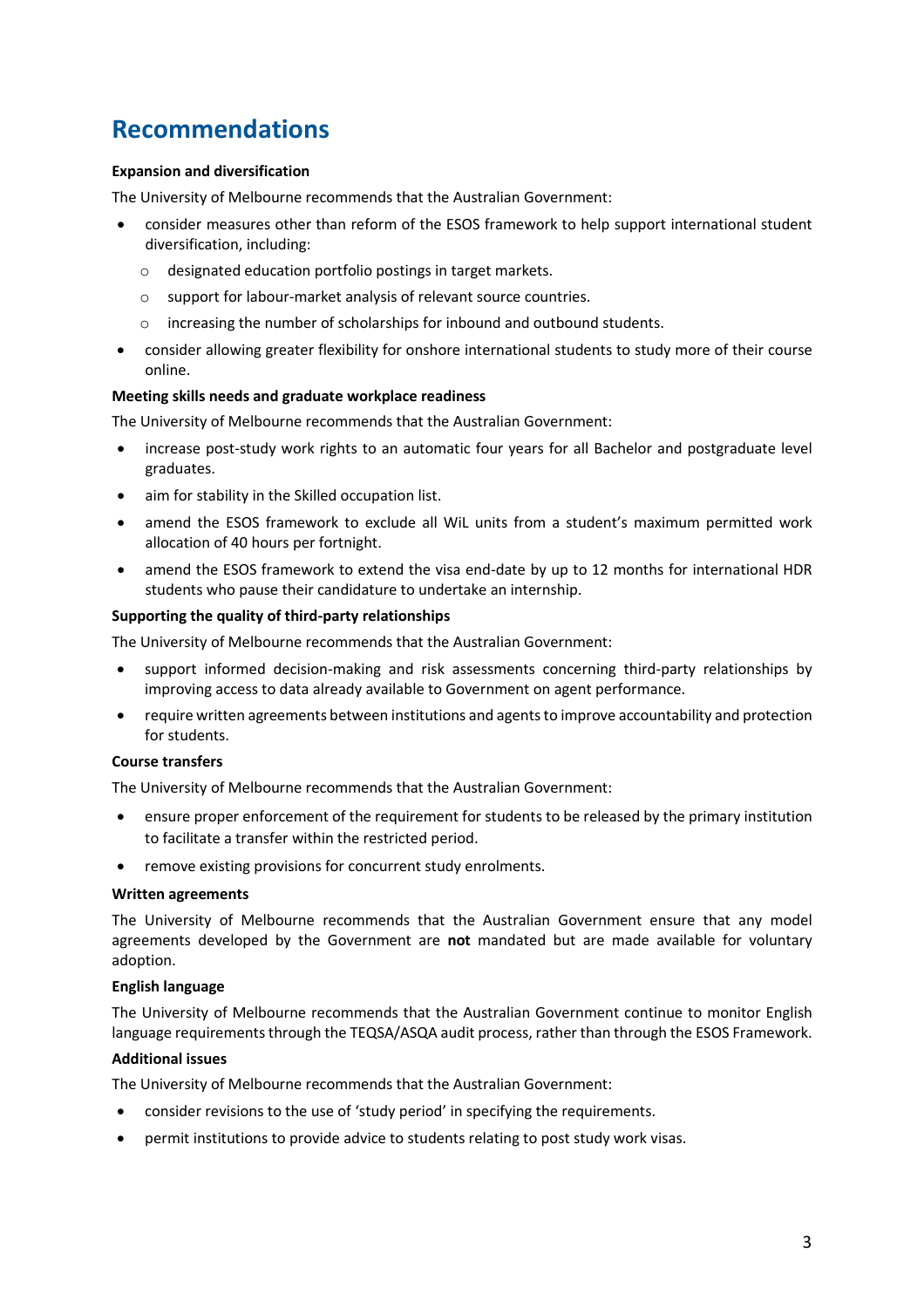# Recommendations

**Expansion and diversification**

The University of Melbourne recommends that the Australian Government:

- consider measures other than reform of the ESOS framework to help support international student diversification, including:
  - designated education portfolio postings in target markets.
  - support for labour-market analysis of relevant source countries.
  - increasing the number of scholarships for inbound and outbound students.
- consider allowing greater flexibility for onshore international students to study more of their course online.

**Meeting skills needs and graduate workplace readiness**

The University of Melbourne recommends that the Australian Government:

- increase post-study work rights to an automatic four years for all Bachelor and postgraduate level graduates.
- aim for stability in the Skilled occupation list.
- amend the ESOS framework to exclude all WiL units from a student's maximum permitted work allocation of 40 hours per fortnight.
- amend the ESOS framework to extend the visa end-date by up to 12 months for international HDR students who pause their candidature to undertake an internship.

**Supporting the quality of third-party relationships**

The University of Melbourne recommends that the Australian Government:

- support informed decision-making and risk assessments concerning third-party relationships by improving access to data already available to Government on agent performance.
- require written agreements between institutions and agents to improve accountability and protection for students.

**Course transfers**

The University of Melbourne recommends that the Australian Government:

- ensure proper enforcement of the requirement for students to be released by the primary institution to facilitate a transfer within the restricted period.
- remove existing provisions for concurrent study enrolments.

**Written agreements**

The University of Melbourne recommends that the Australian Government ensure that any model agreements developed by the Government are **not** mandated but are made available for voluntary adoption.

**English language**

The University of Melbourne recommends that the Australian Government continue to monitor English language requirements through the TEQSA/ASQA audit process, rather than through the ESOS Framework.

**Additional issues**

The University of Melbourne recommends that the Australian Government:

- consider revisions to the use of 'study period' in specifying the requirements.
- permit institutions to provide advice to students relating to post study work visas.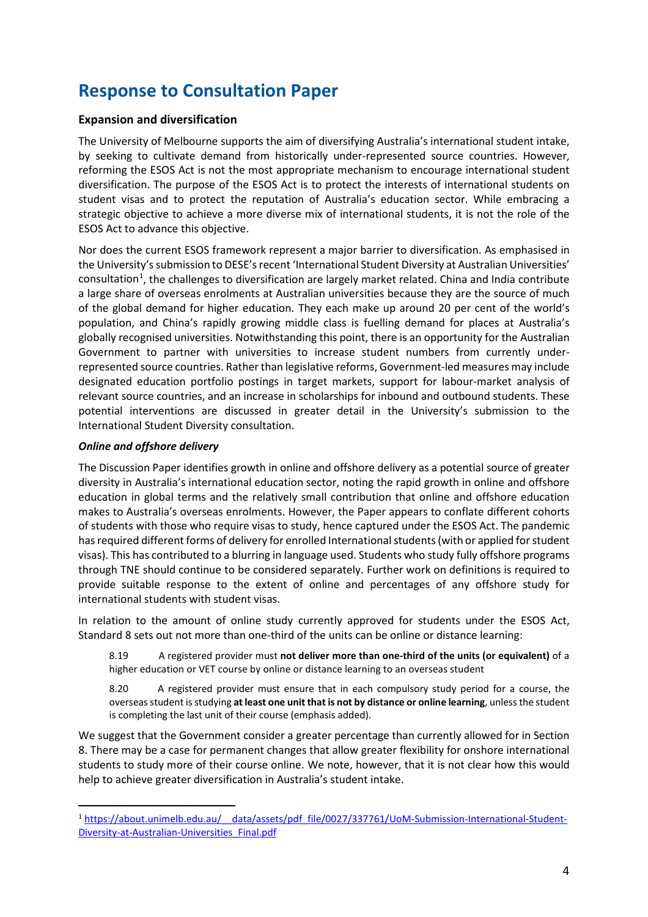# Response to Consultation Paper

### Expansion and diversification

The University of Melbourne supports the aim of diversifying Australia's international student intake, by seeking to cultivate demand from historically under-represented source countries. However, reforming the ESOS Act is not the most appropriate mechanism to encourage international student diversification. The purpose of the ESOS Act is to protect the interests of international students on student visas and to protect the reputation of Australia's education sector. While embracing a strategic objective to achieve a more diverse mix of international students, it is not the role of the ESOS Act to advance this objective.

Nor does the current ESOS framework represent a major barrier to diversification. As emphasised in the University's submission to DESE's recent 'International Student Diversity at Australian Universities' consultation[1], the challenges to diversification are largely market related. China and India contribute a large share of overseas enrolments at Australian universities because they are the source of much of the global demand for higher education. They each make up around 20 per cent of the world's population, and China's rapidly growing middle class is fuelling demand for places at Australia's globally recognised universities. Notwithstanding this point, there is an opportunity for the Australian Government to partner with universities to increase student numbers from currently under-represented source countries. Rather than legislative reforms, Government-led measures may include designated education portfolio postings in target markets, support for labour-market analysis of relevant source countries, and an increase in scholarships for inbound and outbound students. These potential interventions are discussed in greater detail in the University's submission to the International Student Diversity consultation.

#### *Online and offshore delivery*

The Discussion Paper identifies growth in online and offshore delivery as a potential source of greater diversity in Australia's international education sector, noting the rapid growth in online and offshore education in global terms and the relatively small contribution that online and offshore education makes to Australia's overseas enrolments. However, the Paper appears to conflate different cohorts of students with those who require visas to study, hence captured under the ESOS Act. The pandemic has required different forms of delivery for enrolled International students (with or applied for student visas). This has contributed to a blurring in language used. Students who study fully offshore programs through TNE should continue to be considered separately. Further work on definitions is required to provide suitable response to the extent of online and percentages of any offshore study for international students with student visas.

In relation to the amount of online study currently approved for students under the ESOS Act, Standard 8 sets out not more than one-third of the units can be online or distance learning:

> 8.19 A registered provider must **not deliver more than one-third of the units (or equivalent)** of a higher education or VET course by online or distance learning to an overseas student
>
> 8.20 A registered provider must ensure that in each compulsory study period for a course, the overseas student is studying **at least one unit that is not by distance or online learning**, unless the student is completing the last unit of their course (emphasis added).

We suggest that the Government consider a greater percentage than currently allowed for in Section 8. There may be a case for permanent changes that allow greater flexibility for onshore international students to study more of their course online. We note, however, that it is not clear how this would help to achieve greater diversification in Australia's student intake.

---

[1] https://about.unimelb.edu.au/__data/assets/pdf_file/0027/337761/UoM-Submission-International-Student-Diversity-at-Australian-Universities_Final.pdf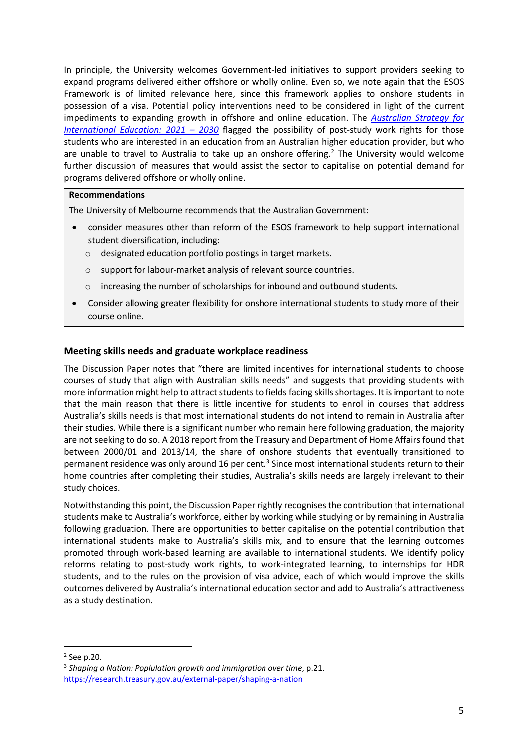In principle, the University welcomes Government-led initiatives to support providers seeking to expand programs delivered either offshore or wholly online. Even so, we note again that the ESOS Framework is of limited relevance here, since this framework applies to onshore students in possession of a visa. Potential policy interventions need to be considered in light of the current impediments to expanding growth in offshore and online education. The [*Australian Strategy for International Education: 2021 – 2030*]() flagged the possibility of post-study work rights for those students who are interested in an education from an Australian higher education provider, but who are unable to travel to Australia to take up an onshore offering.[2] The University would welcome further discussion of measures that would assist the sector to capitalise on potential demand for programs delivered offshore or wholly online.

> **Recommendations**
>
> The University of Melbourne recommends that the Australian Government:
>
> - consider measures other than reform of the ESOS framework to help support international student diversification, including:
>   - designated education portfolio postings in target markets.
>   - support for labour-market analysis of relevant source countries.
>   - increasing the number of scholarships for inbound and outbound students.
> - Consider allowing greater flexibility for onshore international students to study more of their course online.

### Meeting skills needs and graduate workplace readiness

The Discussion Paper notes that "there are limited incentives for international students to choose courses of study that align with Australian skills needs" and suggests that providing students with more information might help to attract students to fields facing skills shortages. It is important to note that the main reason that there is little incentive for students to enrol in courses that address Australia's skills needs is that most international students do not intend to remain in Australia after their studies. While there is a significant number who remain here following graduation, the majority are not seeking to do so. A 2018 report from the Treasury and Department of Home Affairs found that between 2000/01 and 2013/14, the share of onshore students that eventually transitioned to permanent residence was only around 16 per cent.[3] Since most international students return to their home countries after completing their studies, Australia's skills needs are largely irrelevant to their study choices.

Notwithstanding this point, the Discussion Paper rightly recognises the contribution that international students make to Australia's workforce, either by working while studying or by remaining in Australia following graduation. There are opportunities to better capitalise on the potential contribution that international students make to Australia's skills mix, and to ensure that the learning outcomes promoted through work-based learning are available to international students. We identify policy reforms relating to post-study work rights, to work-integrated learning, to internships for HDR students, and to the rules on the provision of visa advice, each of which would improve the skills outcomes delivered by Australia's international education sector and add to Australia's attractiveness as a study destination.

---

[2] See p.20.

[3] *Shaping a Nation: Poplulation growth and immigration over time*, p.21. https://research.treasury.gov.au/external-paper/shaping-a-nation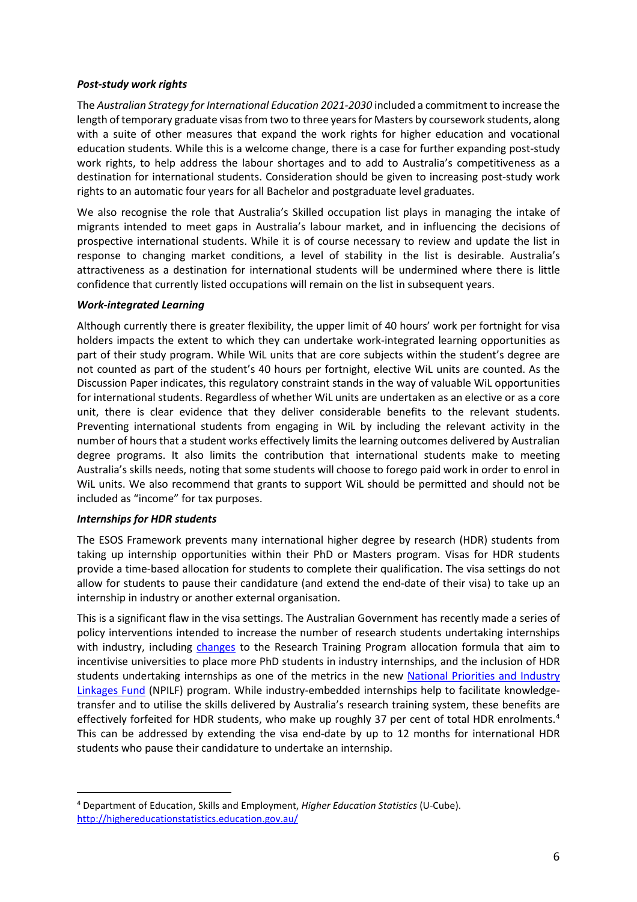***Post-study work rights***

The *Australian Strategy for International Education 2021-2030* included a commitment to increase the length of temporary graduate visas from two to three years for Masters by coursework students, along with a suite of other measures that expand the work rights for higher education and vocational education students. While this is a welcome change, there is a case for further expanding post-study work rights, to help address the labour shortages and to add to Australia's competitiveness as a destination for international students. Consideration should be given to increasing post-study work rights to an automatic four years for all Bachelor and postgraduate level graduates.

We also recognise the role that Australia's Skilled occupation list plays in managing the intake of migrants intended to meet gaps in Australia's labour market, and in influencing the decisions of prospective international students. While it is of course necessary to review and update the list in response to changing market conditions, a level of stability in the list is desirable. Australia's attractiveness as a destination for international students will be undermined where there is little confidence that currently listed occupations will remain on the list in subsequent years.

***Work-integrated Learning***

Although currently there is greater flexibility, the upper limit of 40 hours' work per fortnight for visa holders impacts the extent to which they can undertake work-integrated learning opportunities as part of their study program. While WiL units that are core subjects within the student's degree are not counted as part of the student's 40 hours per fortnight, elective WiL units are counted. As the Discussion Paper indicates, this regulatory constraint stands in the way of valuable WiL opportunities for international students. Regardless of whether WiL units are undertaken as an elective or as a core unit, there is clear evidence that they deliver considerable benefits to the relevant students. Preventing international students from engaging in WiL by including the relevant activity in the number of hours that a student works effectively limits the learning outcomes delivered by Australian degree programs. It also limits the contribution that international students make to meeting Australia's skills needs, noting that some students will choose to forego paid work in order to enrol in WiL units. We also recommend that grants to support WiL should be permitted and should not be included as "income" for tax purposes.

***Internships for HDR students***

The ESOS Framework prevents many international higher degree by research (HDR) students from taking up internship opportunities within their PhD or Masters program. Visas for HDR students provide a time-based allocation for students to complete their qualification. The visa settings do not allow for students to pause their candidature (and extend the end-date of their visa) to take up an internship in industry or another external organisation.

This is a significant flaw in the visa settings. The Australian Government has recently made a series of policy interventions intended to increase the number of research students undertaking internships with industry, including changes to the Research Training Program allocation formula that aim to incentivise universities to place more PhD students in industry internships, and the inclusion of HDR students undertaking internships as one of the metrics in the new National Priorities and Industry Linkages Fund (NPILF) program. While industry-embedded internships help to facilitate knowledge-transfer and to utilise the skills delivered by Australia's research training system, these benefits are effectively forfeited for HDR students, who make up roughly 37 per cent of total HDR enrolments.[4] This can be addressed by extending the visa end-date by up to 12 months for international HDR students who pause their candidature to undertake an internship.

---

[4] Department of Education, Skills and Employment, *Higher Education Statistics* (U-Cube). http://highereducationstatistics.education.gov.au/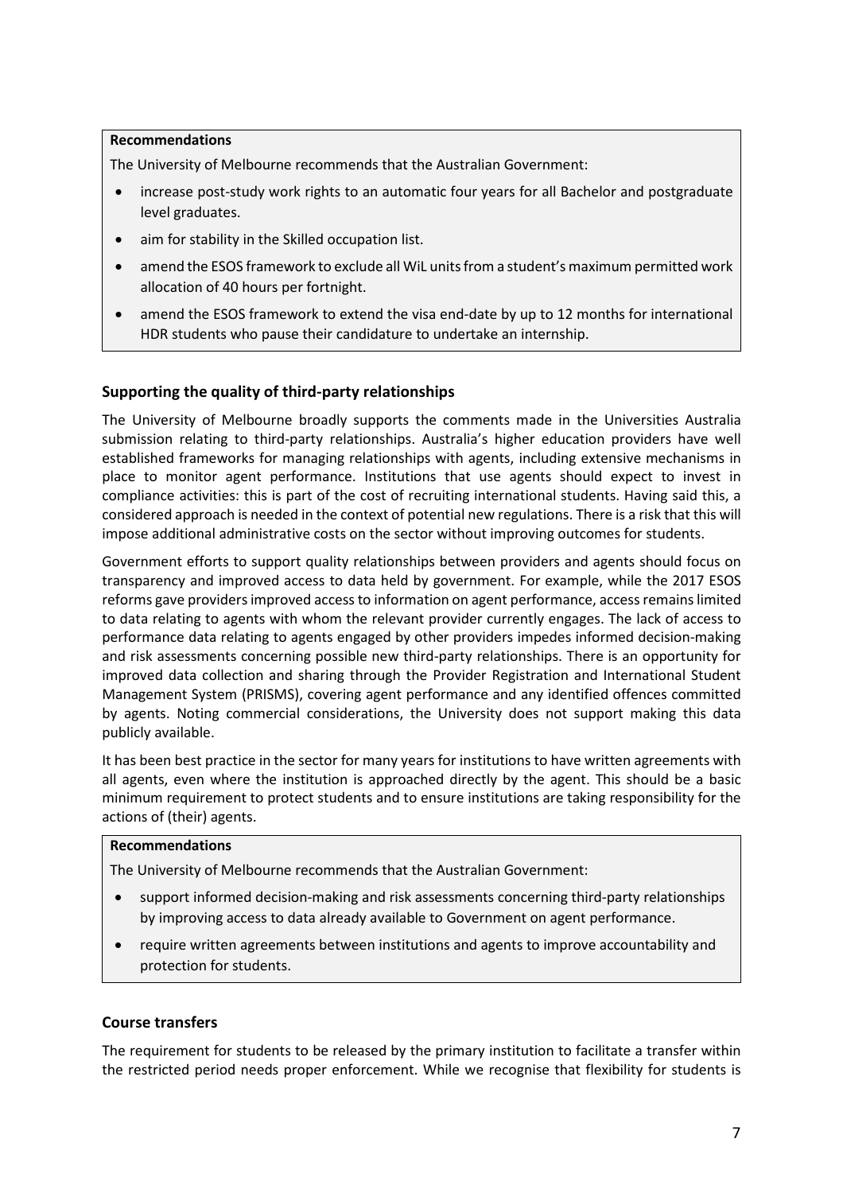**Recommendations**

The University of Melbourne recommends that the Australian Government:

- increase post-study work rights to an automatic four years for all Bachelor and postgraduate level graduates.
- aim for stability in the Skilled occupation list.
- amend the ESOS framework to exclude all WiL units from a student's maximum permitted work allocation of 40 hours per fortnight.
- amend the ESOS framework to extend the visa end-date by up to 12 months for international HDR students who pause their candidature to undertake an internship.

### Supporting the quality of third-party relationships

The University of Melbourne broadly supports the comments made in the Universities Australia submission relating to third-party relationships. Australia's higher education providers have well established frameworks for managing relationships with agents, including extensive mechanisms in place to monitor agent performance. Institutions that use agents should expect to invest in compliance activities: this is part of the cost of recruiting international students. Having said this, a considered approach is needed in the context of potential new regulations. There is a risk that this will impose additional administrative costs on the sector without improving outcomes for students.

Government efforts to support quality relationships between providers and agents should focus on transparency and improved access to data held by government. For example, while the 2017 ESOS reforms gave providers improved access to information on agent performance, access remains limited to data relating to agents with whom the relevant provider currently engages. The lack of access to performance data relating to agents engaged by other providers impedes informed decision-making and risk assessments concerning possible new third-party relationships. There is an opportunity for improved data collection and sharing through the Provider Registration and International Student Management System (PRISMS), covering agent performance and any identified offences committed by agents. Noting commercial considerations, the University does not support making this data publicly available.

It has been best practice in the sector for many years for institutions to have written agreements with all agents, even where the institution is approached directly by the agent. This should be a basic minimum requirement to protect students and to ensure institutions are taking responsibility for the actions of (their) agents.

**Recommendations**

The University of Melbourne recommends that the Australian Government:

- support informed decision-making and risk assessments concerning third-party relationships by improving access to data already available to Government on agent performance.
- require written agreements between institutions and agents to improve accountability and protection for students.

### Course transfers

The requirement for students to be released by the primary institution to facilitate a transfer within the restricted period needs proper enforcement. While we recognise that flexibility for students is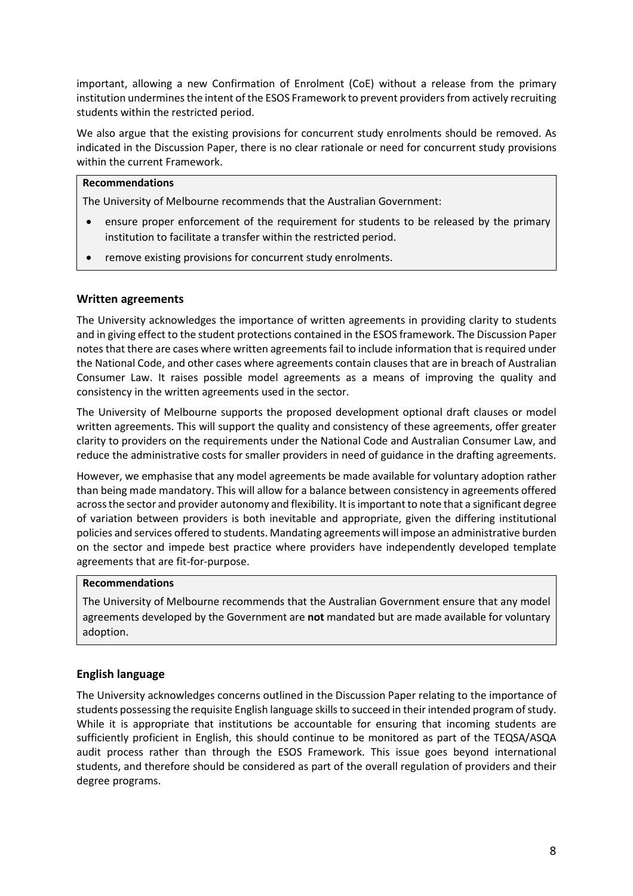important, allowing a new Confirmation of Enrolment (CoE) without a release from the primary institution undermines the intent of the ESOS Framework to prevent providers from actively recruiting students within the restricted period.

We also argue that the existing provisions for concurrent study enrolments should be removed. As indicated in the Discussion Paper, there is no clear rationale or need for concurrent study provisions within the current Framework.

> **Recommendations**
>
> The University of Melbourne recommends that the Australian Government:
>
> - ensure proper enforcement of the requirement for students to be released by the primary institution to facilitate a transfer within the restricted period.
> - remove existing provisions for concurrent study enrolments.

### Written agreements

The University acknowledges the importance of written agreements in providing clarity to students and in giving effect to the student protections contained in the ESOS framework. The Discussion Paper notes that there are cases where written agreements fail to include information that is required under the National Code, and other cases where agreements contain clauses that are in breach of Australian Consumer Law. It raises possible model agreements as a means of improving the quality and consistency in the written agreements used in the sector.

The University of Melbourne supports the proposed development optional draft clauses or model written agreements. This will support the quality and consistency of these agreements, offer greater clarity to providers on the requirements under the National Code and Australian Consumer Law, and reduce the administrative costs for smaller providers in need of guidance in the drafting agreements.

However, we emphasise that any model agreements be made available for voluntary adoption rather than being made mandatory. This will allow for a balance between consistency in agreements offered across the sector and provider autonomy and flexibility. It is important to note that a significant degree of variation between providers is both inevitable and appropriate, given the differing institutional policies and services offered to students. Mandating agreements will impose an administrative burden on the sector and impede best practice where providers have independently developed template agreements that are fit-for-purpose.

> **Recommendations**
>
> The University of Melbourne recommends that the Australian Government ensure that any model agreements developed by the Government are **not** mandated but are made available for voluntary adoption.

### English language

The University acknowledges concerns outlined in the Discussion Paper relating to the importance of students possessing the requisite English language skills to succeed in their intended program of study. While it is appropriate that institutions be accountable for ensuring that incoming students are sufficiently proficient in English, this should continue to be monitored as part of the TEQSA/ASQA audit process rather than through the ESOS Framework. This issue goes beyond international students, and therefore should be considered as part of the overall regulation of providers and their degree programs.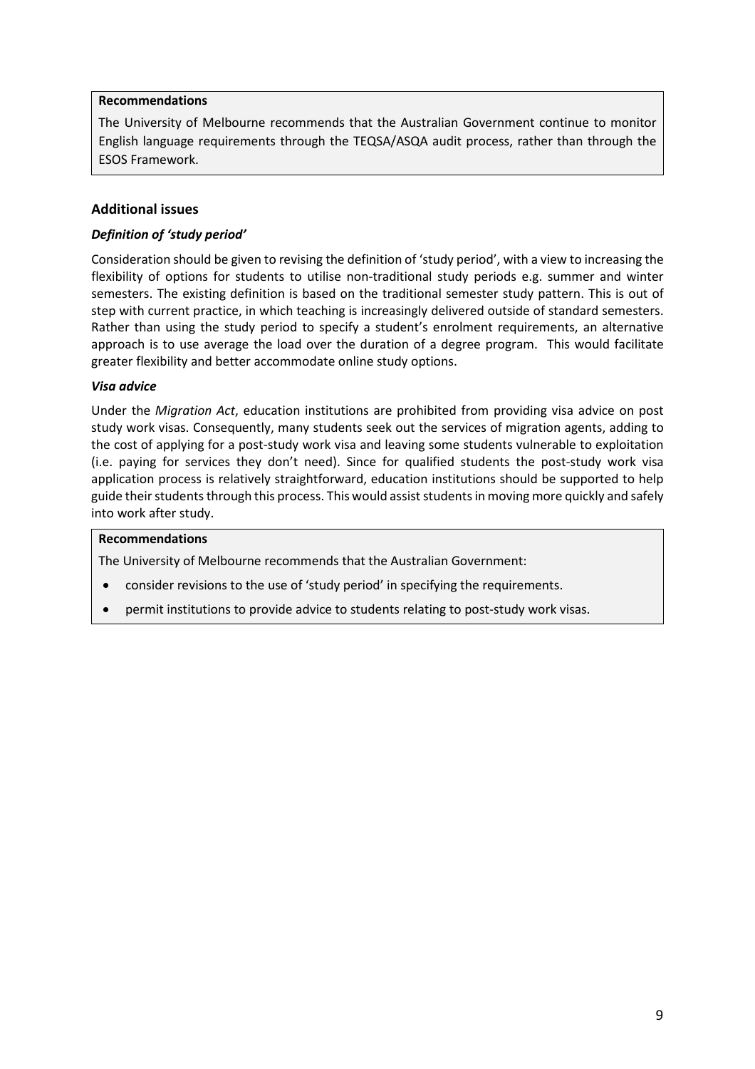**Recommendations**

The University of Melbourne recommends that the Australian Government continue to monitor English language requirements through the TEQSA/ASQA audit process, rather than through the ESOS Framework.

## Additional issues

### *Definition of 'study period'*

Consideration should be given to revising the definition of 'study period', with a view to increasing the flexibility of options for students to utilise non-traditional study periods e.g. summer and winter semesters. The existing definition is based on the traditional semester study pattern. This is out of step with current practice, in which teaching is increasingly delivered outside of standard semesters. Rather than using the study period to specify a student's enrolment requirements, an alternative approach is to use average the load over the duration of a degree program. This would facilitate greater flexibility and better accommodate online study options.

### *Visa advice*

Under the *Migration Act*, education institutions are prohibited from providing visa advice on post study work visas. Consequently, many students seek out the services of migration agents, adding to the cost of applying for a post-study work visa and leaving some students vulnerable to exploitation (i.e. paying for services they don't need). Since for qualified students the post-study work visa application process is relatively straightforward, education institutions should be supported to help guide their students through this process. This would assist students in moving more quickly and safely into work after study.

**Recommendations**

The University of Melbourne recommends that the Australian Government:

- consider revisions to the use of 'study period' in specifying the requirements.
- permit institutions to provide advice to students relating to post-study work visas.